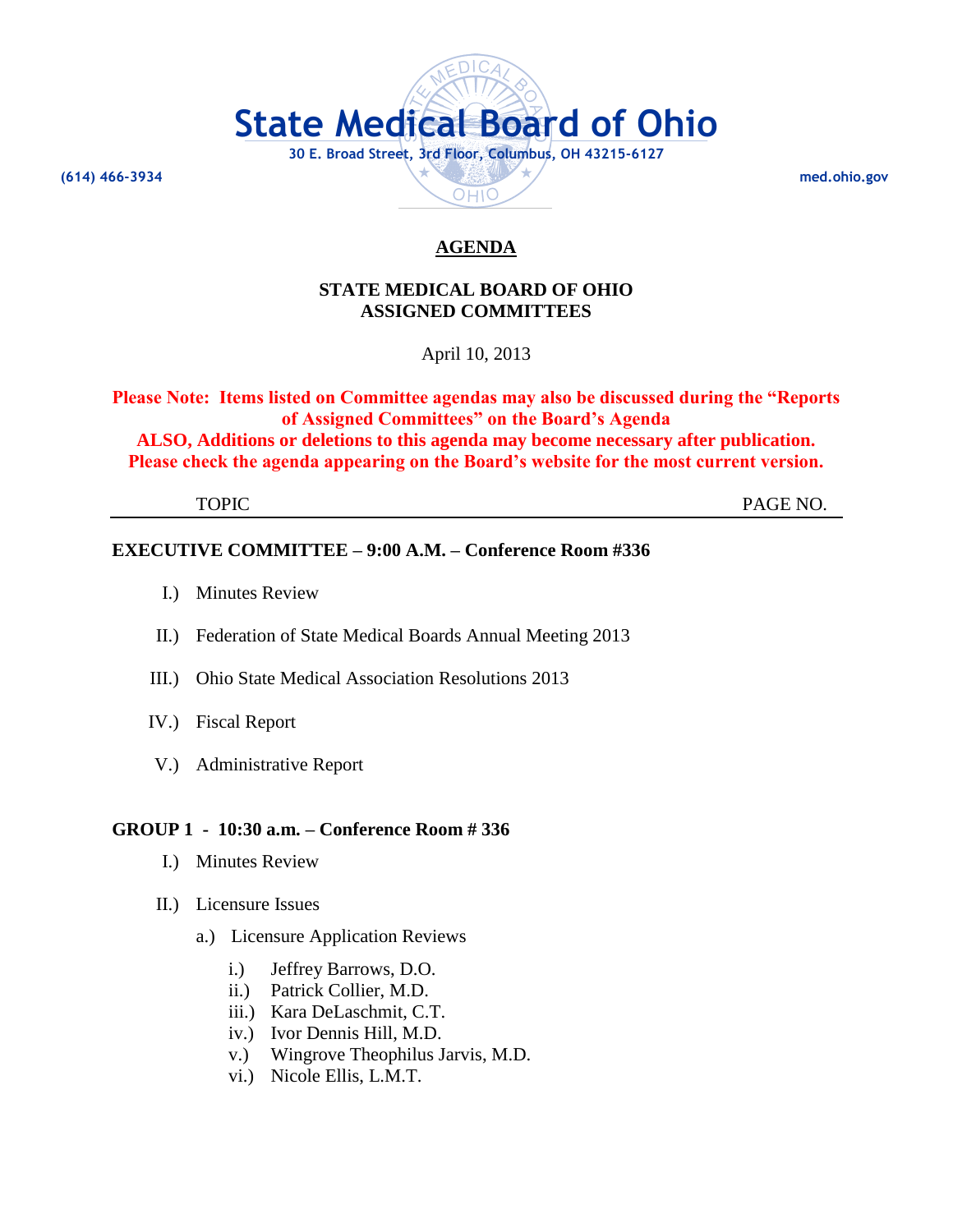# State Medical Board of Ohio

**30 E. Broad Street, 3rd Floor, Columbus, OH 43215-6127**

**(614) 466-3934** **med.ohio.gov**

## AGENDA

### STATE MEDICAL BOARD OF OHIO
### ASSIGNED COMMITTEES

April 10, 2013

**Please Note: Items listed on Committee agendas may also be discussed during the "Reports of Assigned Committees" on the Board's Agenda**
**ALSO, Additions or deletions to this agenda may become necessary after publication. Please check the agenda appearing on the Board's website for the most current version.**

| TOPIC | PAGE NO. |
|---|---|

**EXECUTIVE COMMITTEE – 9:00 A.M. – Conference Room #336**

I.) Minutes Review

II.) Federation of State Medical Boards Annual Meeting 2013

III.) Ohio State Medical Association Resolutions 2013

IV.) Fiscal Report

V.) Administrative Report

**GROUP 1 - 10:30 a.m. – Conference Room # 336**

I.) Minutes Review

II.) Licensure Issues

a.) Licensure Application Reviews

i.) Jeffrey Barrows, D.O.
ii.) Patrick Collier, M.D.
iii.) Kara DeLaschmit, C.T.
iv.) Ivor Dennis Hill, M.D.
v.) Wingrove Theophilus Jarvis, M.D.
vi.) Nicole Ellis, L.M.T.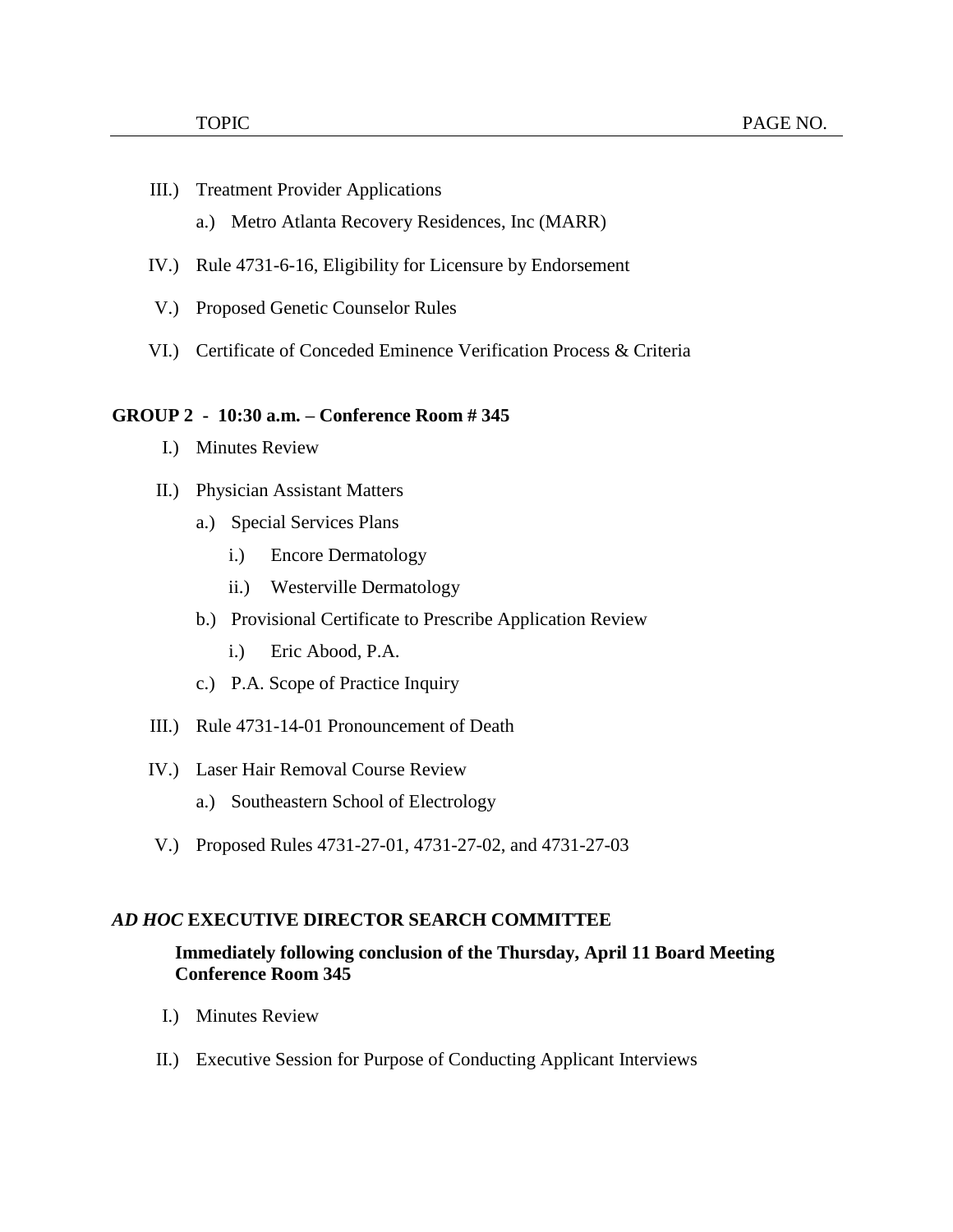| TOPIC | PAGE NO. |
| --- | --- |

III.) Treatment Provider Applications

- a.) Metro Atlanta Recovery Residences, Inc (MARR)

IV.) Rule 4731-6-16, Eligibility for Licensure by Endorsement

V.) Proposed Genetic Counselor Rules

VI.) Certificate of Conceded Eminence Verification Process & Criteria

**GROUP 2 - 10:30 a.m. – Conference Room # 345**

I.) Minutes Review

II.) Physician Assistant Matters

- a.) Special Services Plans
  - i.) Encore Dermatology
  - ii.) Westerville Dermatology
- b.) Provisional Certificate to Prescribe Application Review
  - i.) Eric Abood, P.A.
- c.) P.A. Scope of Practice Inquiry

III.) Rule 4731-14-01 Pronouncement of Death

IV.) Laser Hair Removal Course Review

- a.) Southeastern School of Electrology

V.) Proposed Rules 4731-27-01, 4731-27-02, and 4731-27-03

***AD HOC* EXECUTIVE DIRECTOR SEARCH COMMITTEE**

**Immediately following conclusion of the Thursday, April 11 Board Meeting**
**Conference Room 345**

I.) Minutes Review

II.) Executive Session for Purpose of Conducting Applicant Interviews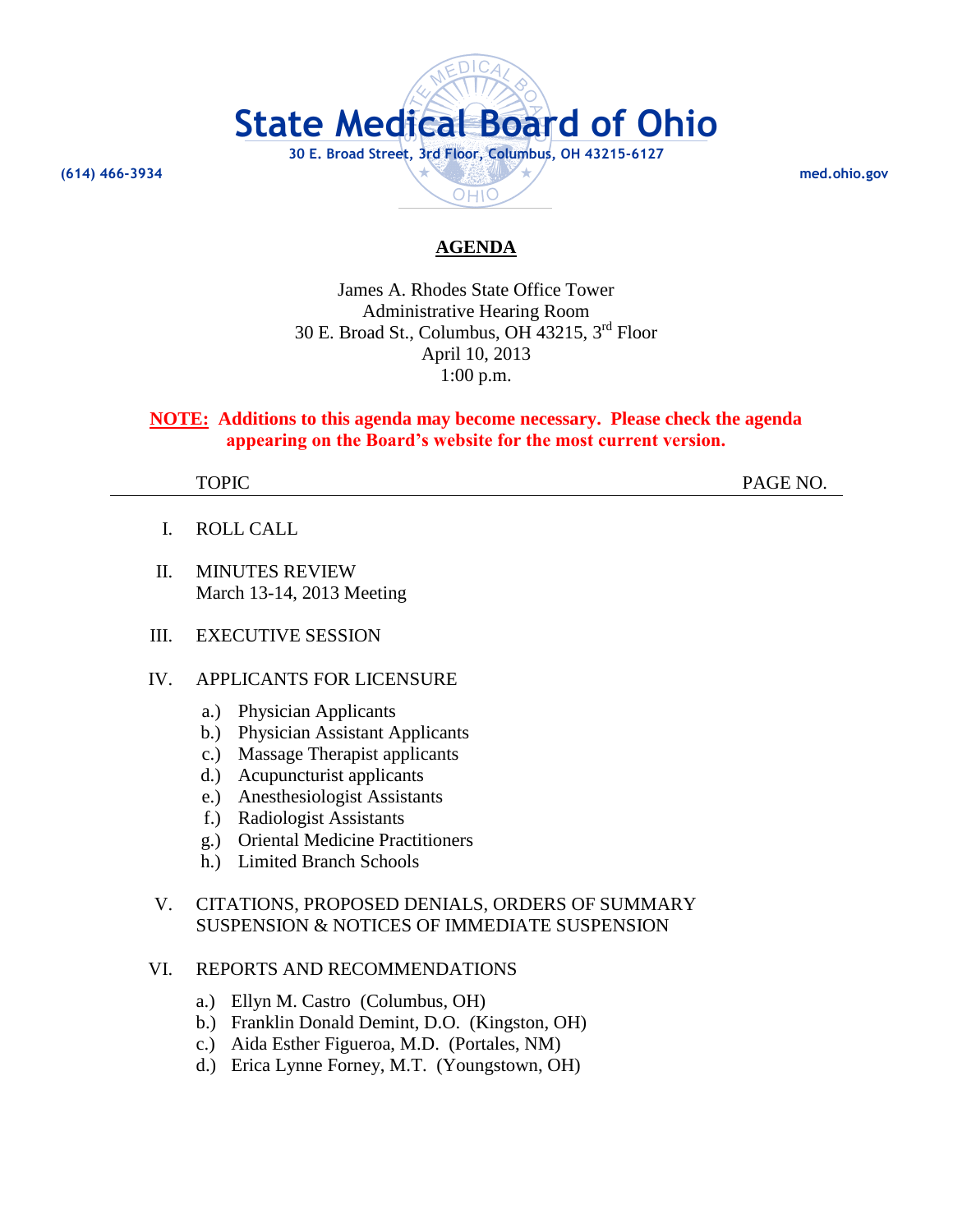# State Medical Board of Ohio

30 E. Broad Street, 3rd Floor, Columbus, OH 43215-6127

(614) 466-3934 med.ohio.gov

## AGENDA

James A. Rhodes State Office Tower
Administrative Hearing Room
30 E. Broad St., Columbus, OH 43215, 3rd Floor
April 10, 2013
1:00 p.m.

**NOTE: Additions to this agenda may become necessary. Please check the agenda appearing on the Board's website for the most current version.**

| | TOPIC | PAGE NO. |
|---|---|---|
| I. | ROLL CALL | |
| II. | MINUTES REVIEW<br>March 13-14, 2013 Meeting | |
| III. | EXECUTIVE SESSION | |
| IV. | APPLICANTS FOR LICENSURE | |
| | a.) Physician Applicants | |
| | b.) Physician Assistant Applicants | |
| | c.) Massage Therapist applicants | |
| | d.) Acupuncturist applicants | |
| | e.) Anesthesiologist Assistants | |
| | f.) Radiologist Assistants | |
| | g.) Oriental Medicine Practitioners | |
| | h.) Limited Branch Schools | |
| V. | CITATIONS, PROPOSED DENIALS, ORDERS OF SUMMARY SUSPENSION & NOTICES OF IMMEDIATE SUSPENSION | |
| VI. | REPORTS AND RECOMMENDATIONS | |
| | a.) Ellyn M. Castro (Columbus, OH) | |
| | b.) Franklin Donald Demint, D.O. (Kingston, OH) | |
| | c.) Aida Esther Figueroa, M.D. (Portales, NM) | |
| | d.) Erica Lynne Forney, M.T. (Youngstown, OH) | |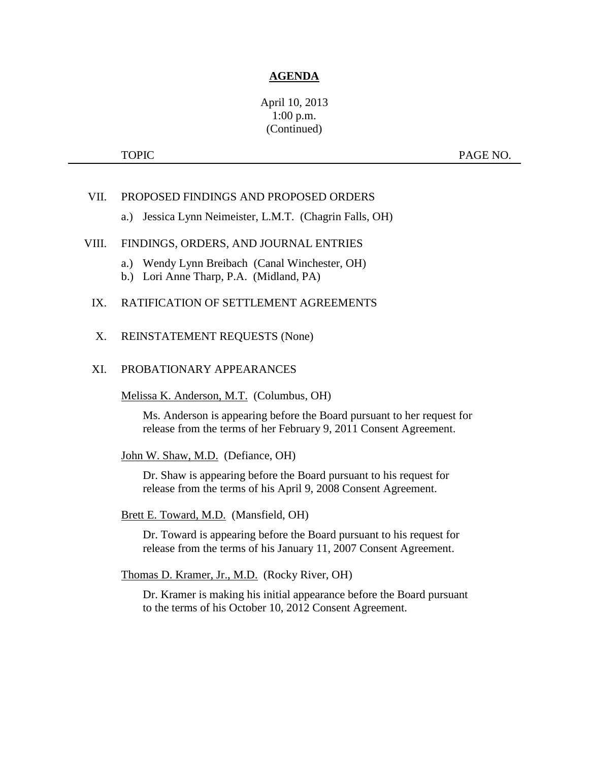# AGENDA

April 10, 2013
1:00 p.m.
(Continued)

TOPIC PAGE NO.

VII. PROPOSED FINDINGS AND PROPOSED ORDERS

a.) Jessica Lynn Neimeister, L.M.T. (Chagrin Falls, OH)

VIII. FINDINGS, ORDERS, AND JOURNAL ENTRIES

a.) Wendy Lynn Breibach (Canal Winchester, OH)
b.) Lori Anne Tharp, P.A. (Midland, PA)

IX. RATIFICATION OF SETTLEMENT AGREEMENTS

X. REINSTATEMENT REQUESTS (None)

XI. PROBATIONARY APPEARANCES

Melissa K. Anderson, M.T. (Columbus, OH)

Ms. Anderson is appearing before the Board pursuant to her request for release from the terms of her February 9, 2011 Consent Agreement.

John W. Shaw, M.D. (Defiance, OH)

Dr. Shaw is appearing before the Board pursuant to his request for release from the terms of his April 9, 2008 Consent Agreement.

Brett E. Toward, M.D. (Mansfield, OH)

Dr. Toward is appearing before the Board pursuant to his request for release from the terms of his January 11, 2007 Consent Agreement.

Thomas D. Kramer, Jr., M.D. (Rocky River, OH)

Dr. Kramer is making his initial appearance before the Board pursuant to the terms of his October 10, 2012 Consent Agreement.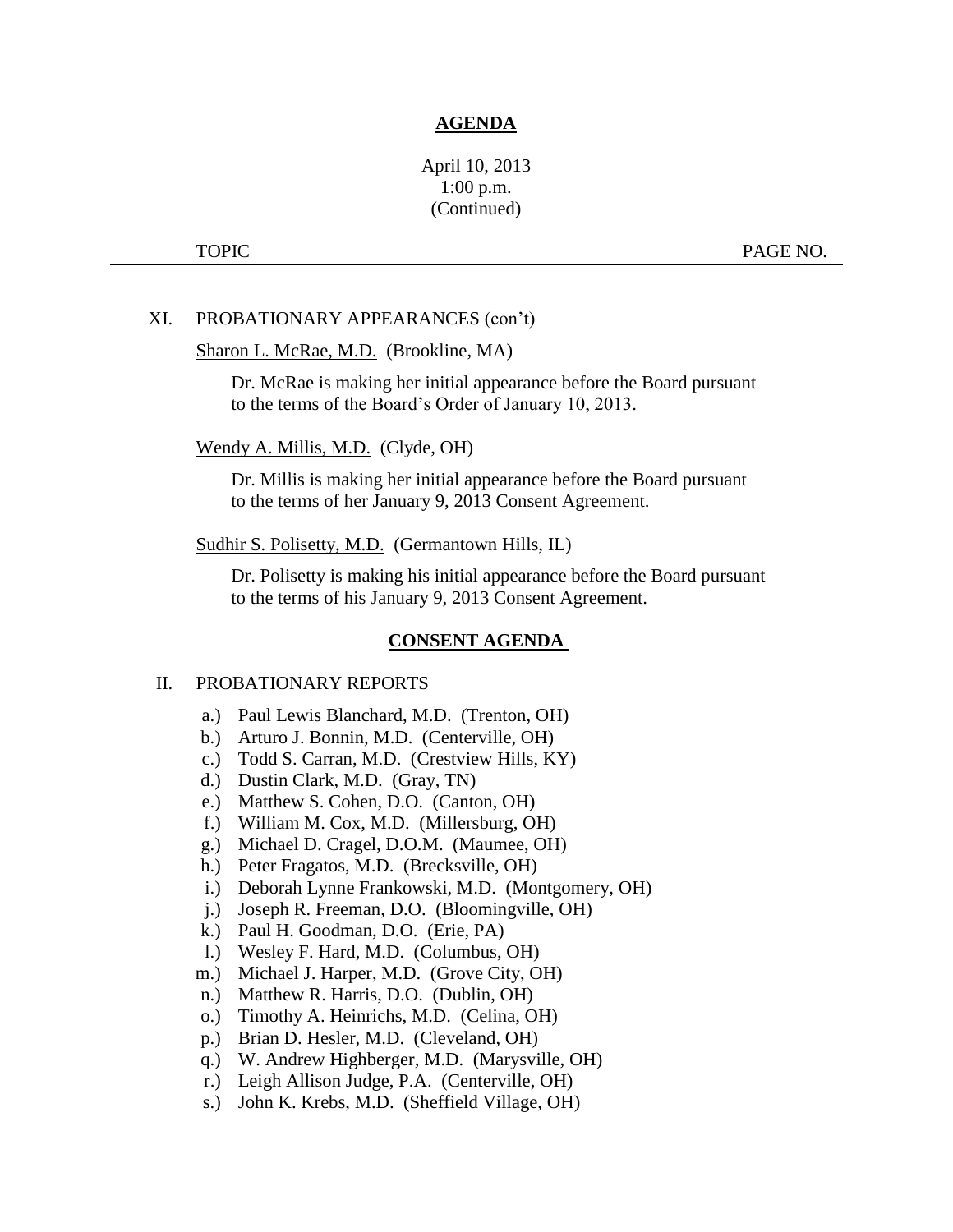# AGENDA

April 10, 2013
1:00 p.m.
(Continued)

TOPIC PAGE NO.

XI. PROBATIONARY APPEARANCES (con't)

Sharon L. McRae, M.D. (Brookline, MA)

Dr. McRae is making her initial appearance before the Board pursuant to the terms of the Board's Order of January 10, 2013.

Wendy A. Millis, M.D. (Clyde, OH)

Dr. Millis is making her initial appearance before the Board pursuant to the terms of her January 9, 2013 Consent Agreement.

Sudhir S. Polisetty, M.D. (Germantown Hills, IL)

Dr. Polisetty is making his initial appearance before the Board pursuant to the terms of his January 9, 2013 Consent Agreement.

## CONSENT AGENDA

II. PROBATIONARY REPORTS

a.) Paul Lewis Blanchard, M.D. (Trenton, OH)
b.) Arturo J. Bonnin, M.D. (Centerville, OH)
c.) Todd S. Carran, M.D. (Crestview Hills, KY)
d.) Dustin Clark, M.D. (Gray, TN)
e.) Matthew S. Cohen, D.O. (Canton, OH)
f.) William M. Cox, M.D. (Millersburg, OH)
g.) Michael D. Cragel, D.O.M. (Maumee, OH)
h.) Peter Fragatos, M.D. (Brecksville, OH)
i.) Deborah Lynne Frankowski, M.D. (Montgomery, OH)
j.) Joseph R. Freeman, D.O. (Bloomingville, OH)
k.) Paul H. Goodman, D.O. (Erie, PA)
l.) Wesley F. Hard, M.D. (Columbus, OH)
m.) Michael J. Harper, M.D. (Grove City, OH)
n.) Matthew R. Harris, D.O. (Dublin, OH)
o.) Timothy A. Heinrichs, M.D. (Celina, OH)
p.) Brian D. Hesler, M.D. (Cleveland, OH)
q.) W. Andrew Highberger, M.D. (Marysville, OH)
r.) Leigh Allison Judge, P.A. (Centerville, OH)
s.) John K. Krebs, M.D. (Sheffield Village, OH)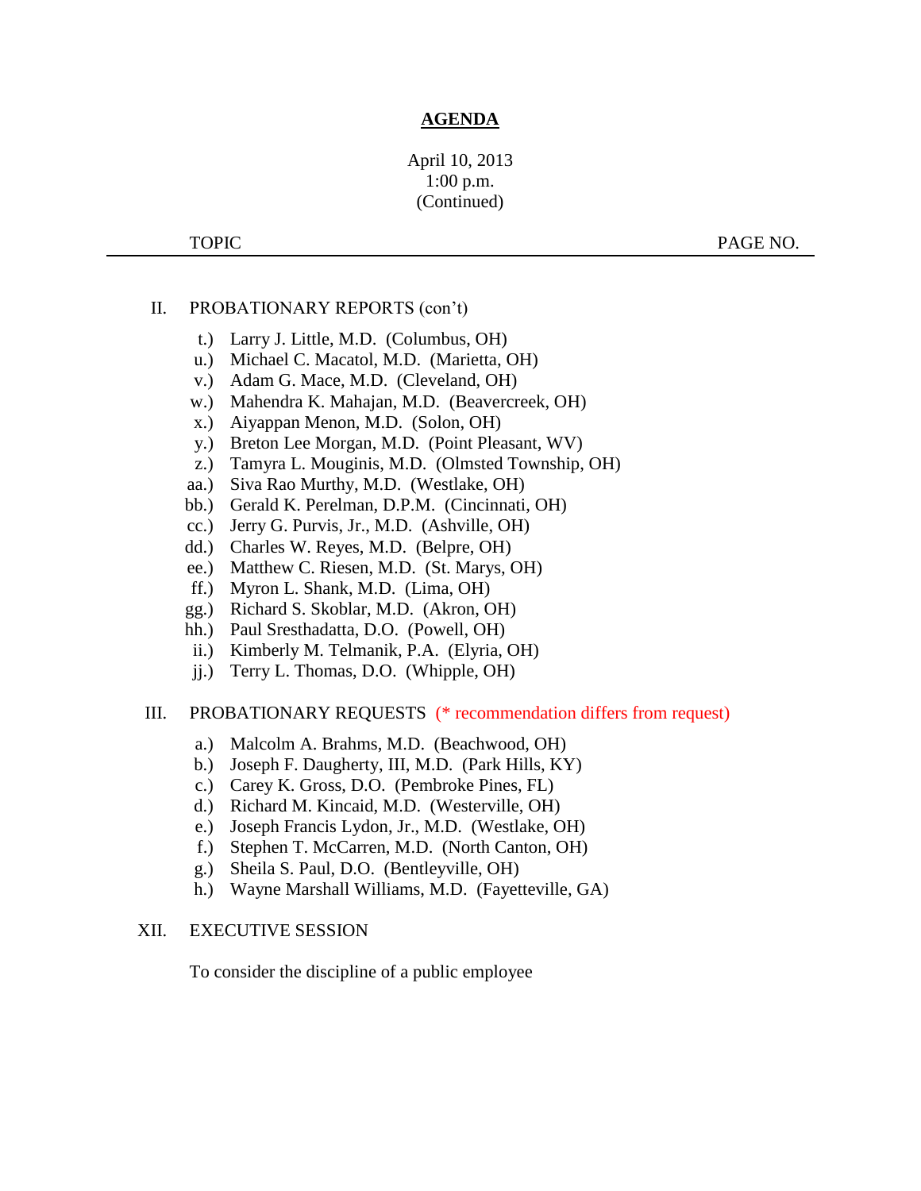# AGENDA

April 10, 2013
1:00 p.m.
(Continued)

TOPIC PAGE NO.

---

II. PROBATIONARY REPORTS (con't)

- t.) Larry J. Little, M.D. (Columbus, OH)
- u.) Michael C. Macatol, M.D. (Marietta, OH)
- v.) Adam G. Mace, M.D. (Cleveland, OH)
- w.) Mahendra K. Mahajan, M.D. (Beavercreek, OH)
- x.) Aiyappan Menon, M.D. (Solon, OH)
- y.) Breton Lee Morgan, M.D. (Point Pleasant, WV)
- z.) Tamyra L. Mouginis, M.D. (Olmsted Township, OH)
- aa.) Siva Rao Murthy, M.D. (Westlake, OH)
- bb.) Gerald K. Perelman, D.P.M. (Cincinnati, OH)
- cc.) Jerry G. Purvis, Jr., M.D. (Ashville, OH)
- dd.) Charles W. Reyes, M.D. (Belpre, OH)
- ee.) Matthew C. Riesen, M.D. (St. Marys, OH)
- ff.) Myron L. Shank, M.D. (Lima, OH)
- gg.) Richard S. Skoblar, M.D. (Akron, OH)
- hh.) Paul Sresthadatta, D.O. (Powell, OH)
- ii.) Kimberly M. Telmanik, P.A. (Elyria, OH)
- jj.) Terry L. Thomas, D.O. (Whipple, OH)

III. PROBATIONARY REQUESTS (* recommendation differs from request)

- a.) Malcolm A. Brahms, M.D. (Beachwood, OH)
- b.) Joseph F. Daugherty, III, M.D. (Park Hills, KY)
- c.) Carey K. Gross, D.O. (Pembroke Pines, FL)
- d.) Richard M. Kincaid, M.D. (Westerville, OH)
- e.) Joseph Francis Lydon, Jr., M.D. (Westlake, OH)
- f.) Stephen T. McCarren, M.D. (North Canton, OH)
- g.) Sheila S. Paul, D.O. (Bentleyville, OH)
- h.) Wayne Marshall Williams, M.D. (Fayetteville, GA)

XII. EXECUTIVE SESSION

To consider the discipline of a public employee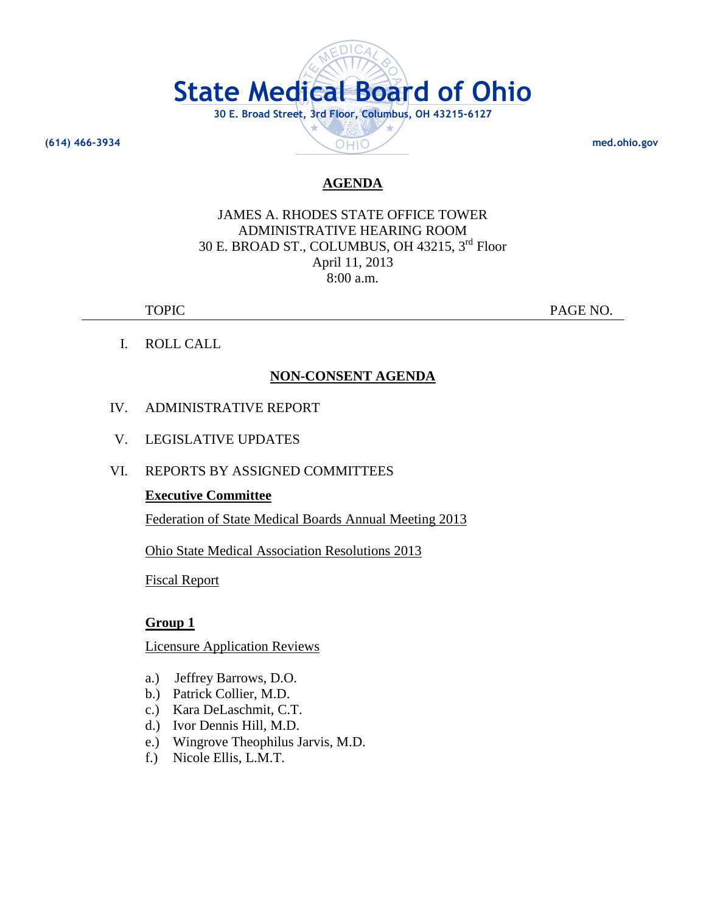# State Medical Board of Ohio

**30 E. Broad Street, 3rd Floor, Columbus, OH 43215-6127**

**(614) 466-3934** **med.ohio.gov**

## AGENDA

JAMES A. RHODES STATE OFFICE TOWER
ADMINISTRATIVE HEARING ROOM
30 E. BROAD ST., COLUMBUS, OH 43215, 3rd Floor
April 11, 2013
8:00 a.m.

| | TOPIC | PAGE NO. |
|---|---|---|
| I. | ROLL CALL | |

## NON-CONSENT AGENDA

IV. ADMINISTRATIVE REPORT

V. LEGISLATIVE UPDATES

VI. REPORTS BY ASSIGNED COMMITTEES

**Executive Committee**

Federation of State Medical Boards Annual Meeting 2013

Ohio State Medical Association Resolutions 2013

Fiscal Report

**Group 1**

Licensure Application Reviews

a.) Jeffrey Barrows, D.O.
b.) Patrick Collier, M.D.
c.) Kara DeLaschmit, C.T.
d.) Ivor Dennis Hill, M.D.
e.) Wingrove Theophilus Jarvis, M.D.
f.) Nicole Ellis, L.M.T.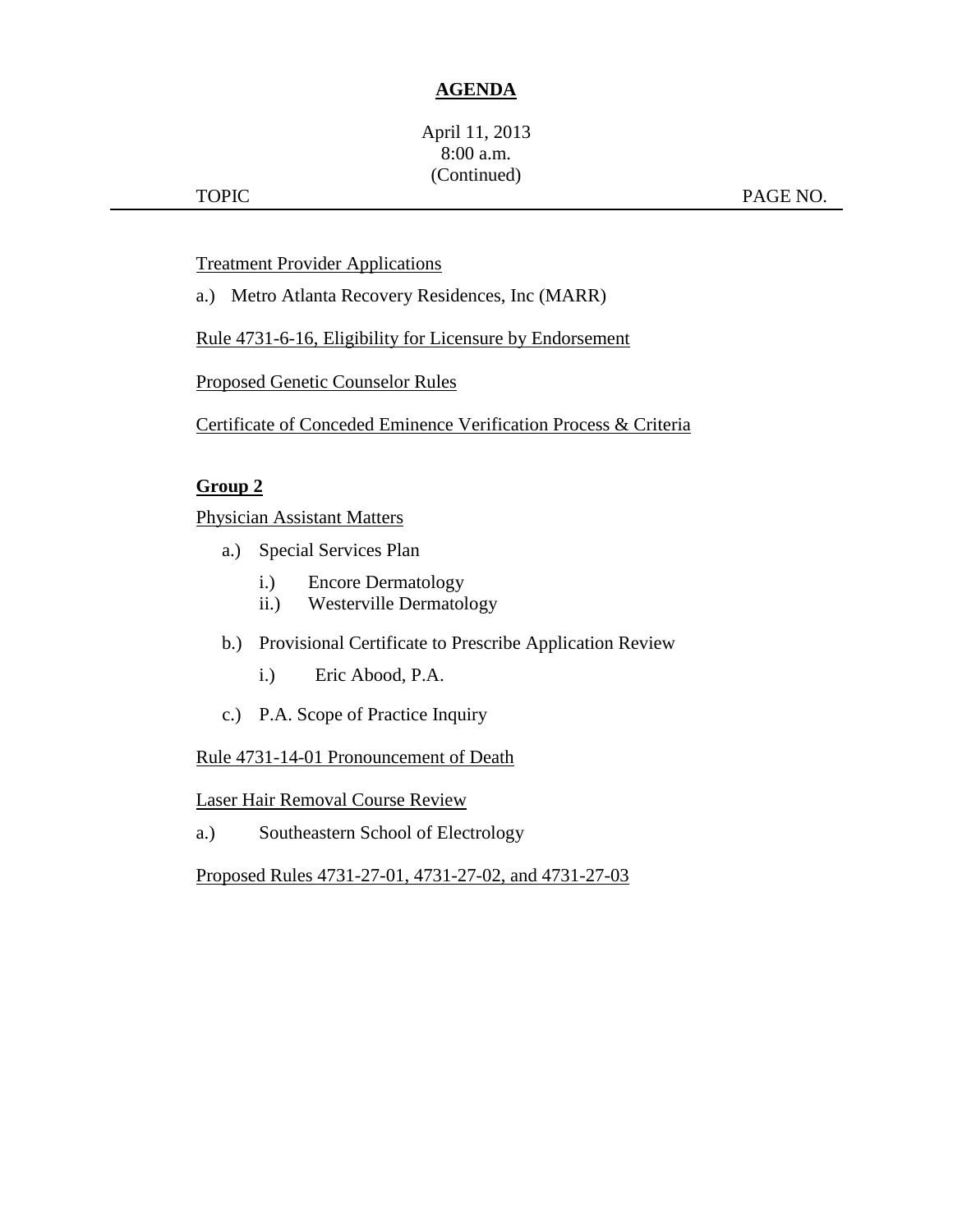**AGENDA**

April 11, 2013
8:00 a.m.
(Continued)

TOPIC PAGE NO.

Treatment Provider Applications

a.) Metro Atlanta Recovery Residences, Inc (MARR)

Rule 4731-6-16, Eligibility for Licensure by Endorsement

Proposed Genetic Counselor Rules

Certificate of Conceded Eminence Verification Process & Criteria

**Group 2**

Physician Assistant Matters

- a.) Special Services Plan
  - i.) Encore Dermatology
  - ii.) Westerville Dermatology
- b.) Provisional Certificate to Prescribe Application Review
  - i.) Eric Abood, P.A.
- c.) P.A. Scope of Practice Inquiry

Rule 4731-14-01 Pronouncement of Death

Laser Hair Removal Course Review

a.) Southeastern School of Electrology

Proposed Rules 4731-27-01, 4731-27-02, and 4731-27-03